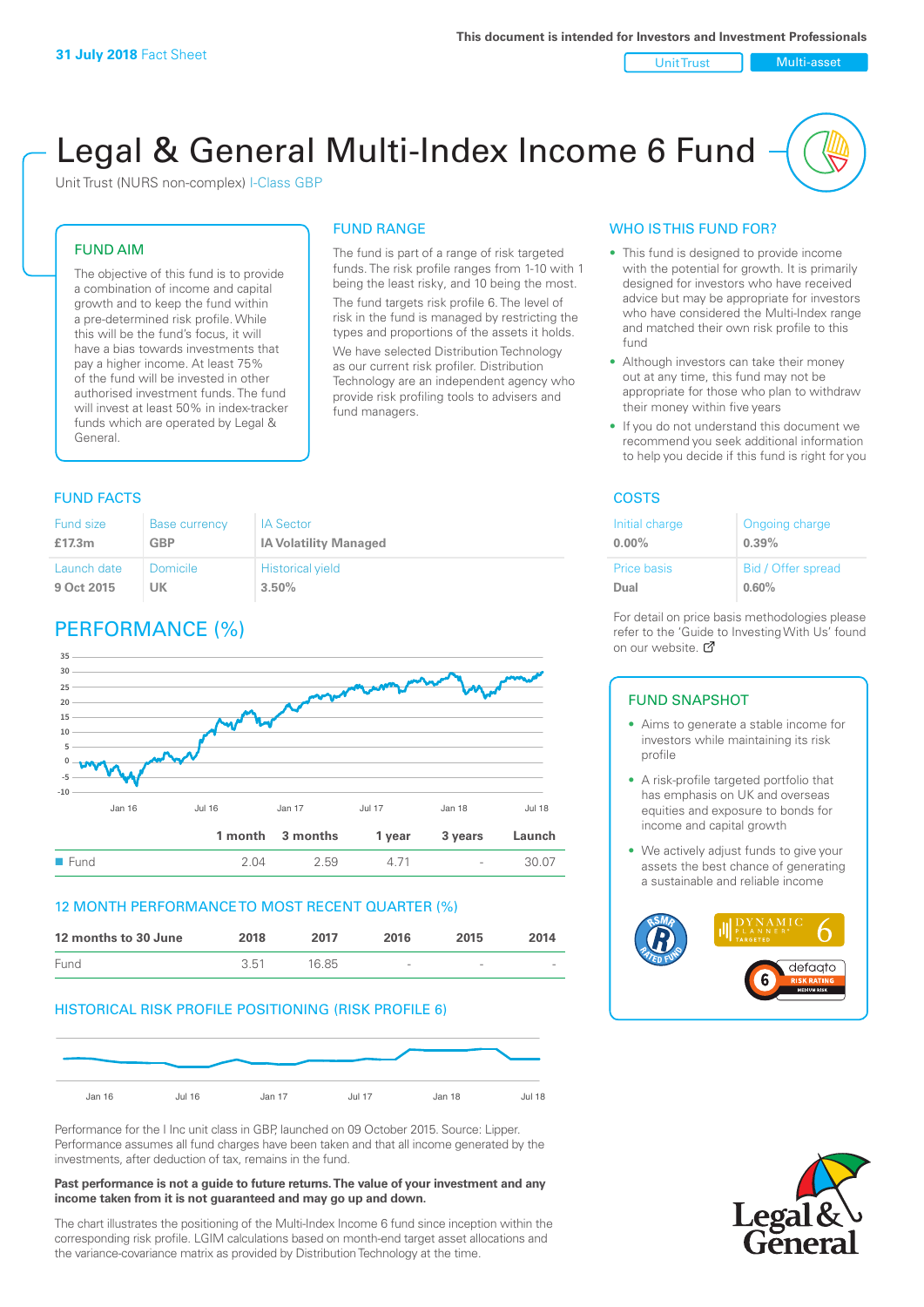31 July 2018 Fact Sheet

This document is intended for Investors and Investment Professionals

Unit Trust | Multi-asset

# Legal & General Multi-Index Income 6 Fund

Unit Trust (NURS non-complex) I-Class GBP

## FUND AIM

The objective of this fund is to provide a combination of income and capital growth and to keep the fund within a pre-determined risk profile. While this will be the fund's focus, it will have a bias towards investments that pay a higher income. At least 75% of the fund will be invested in other authorised investment funds. The fund will invest at least 50% in index-tracker funds which are operated by Legal & General.

## FUND RANGE

The fund is part of a range of risk targeted funds. The risk profile ranges from 1-10 with 1 being the least risky, and 10 being the most.

The fund targets risk profile 6. The level of risk in the fund is managed by restricting the types and proportions of the assets it holds.

We have selected Distribution Technology as our current risk profiler. Distribution Technology are an independent agency who provide risk profiling tools to advisers and fund managers.

## WHO IS THIS FUND FOR?

- This fund is designed to provide income with the potential for growth. It is primarily designed for investors who have received advice but may be appropriate for investors who have considered the Multi-Index range and matched their own risk profile to this fund
- Although investors can take their money out at any time, this fund may not be appropriate for those who plan to withdraw their money within five years
- If you do not understand this document we recommend you seek additional information to help you decide if this fund is right for you

## FUND FACTS

| Fund size | Base currency | IA Sector |
|---|---|---|
| £17.3m | GBP | IA Volatility Managed |
| **Launch date** | **Domicile** | **Historical yield** |
| 9 Oct 2015 | UK | 3.50% |

## COSTS

| Initial charge | Ongoing charge |
|---|---|
| 0.00% | 0.39% |
| **Price basis** | **Bid / Offer spread** |
| Dual | 0.60% |

For detail on price basis methodologies please refer to the 'Guide to Investing With Us' found on our website.

## PERFORMANCE (%)

| | 1 month | 3 months | 1 year | 3 years | Launch |
|---|---|---|---|---|---|
| Fund | 2.04 | 2.59 | 4.71 | - | 30.07 |

## 12 MONTH PERFORMANCE TO MOST RECENT QUARTER (%)

| 12 months to 30 June | 2018 | 2017 | 2016 | 2015 | 2014 |
|---|---|---|---|---|---|
| Fund | 3.51 | 16.85 | - | - | - |

## HISTORICAL RISK PROFILE POSITIONING (RISK PROFILE 6)

Performance for the I Inc unit class in GBP, launched on 09 October 2015. Source: Lipper. Performance assumes all fund charges have been taken and that all income generated by the investments, after deduction of tax, remains in the fund.

**Past performance is not a guide to future returns. The value of your investment and any income taken from it is not guaranteed and may go up and down.**

The chart illustrates the positioning of the Multi-Index Income 6 fund since inception within the corresponding risk profile. LGIM calculations based on month-end target asset allocations and the variance-covariance matrix as provided by Distribution Technology at the time.

## FUND SNAPSHOT

- Aims to generate a stable income for investors while maintaining its risk profile
- A risk-profile targeted portfolio that has emphasis on UK and overseas equities and exposure to bonds for income and capital growth
- We actively adjust funds to give your assets the best chance of generating a sustainable and reliable income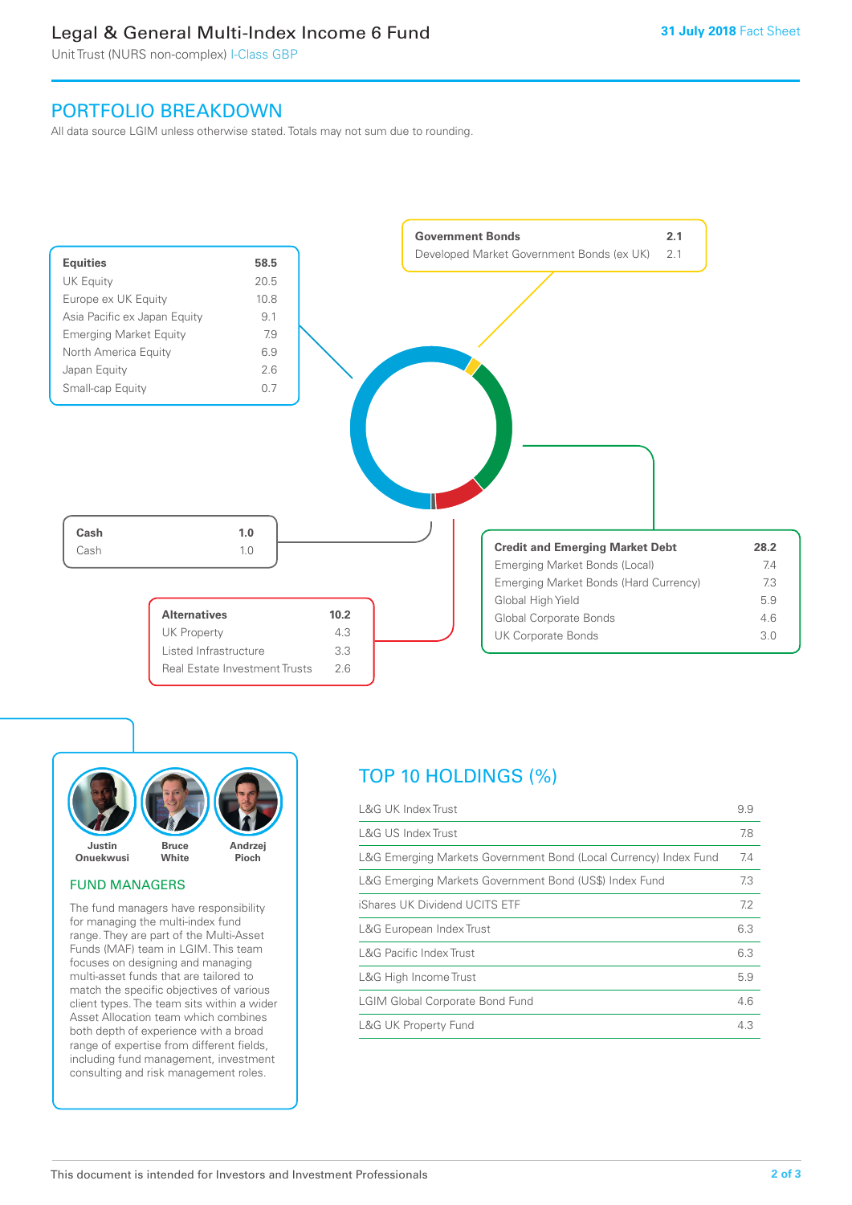# Legal & General Multi-Index Income 6 Fund

Unit Trust (NURS non-complex) I-Class GBP

31 July 2018 Fact Sheet

## PORTFOLIO BREAKDOWN

All data source LGIM unless otherwise stated. Totals may not sum due to rounding.

| Equities | 58.5 |
|---|---|
| UK Equity | 20.5 |
| Europe ex UK Equity | 10.8 |
| Asia Pacific ex Japan Equity | 9.1 |
| Emerging Market Equity | 7.9 |
| North America Equity | 6.9 |
| Japan Equity | 2.6 |
| Small-cap Equity | 0.7 |

| Government Bonds | 2.1 |
|---|---|
| Developed Market Government Bonds (ex UK) | 2.1 |

| Cash | 1.0 |
|---|---|
| Cash | 1.0 |

| Credit and Emerging Market Debt | 28.2 |
|---|---|
| Emerging Market Bonds (Local) | 7.4 |
| Emerging Market Bonds (Hard Currency) | 7.3 |
| Global High Yield | 5.9 |
| Global Corporate Bonds | 4.6 |
| UK Corporate Bonds | 3.0 |

| Alternatives | 10.2 |
|---|---|
| UK Property | 4.3 |
| Listed Infrastructure | 3.3 |
| Real Estate Investment Trusts | 2.6 |

Justin Onuekwusi, Bruce White, Andrzej Pioch

### FUND MANAGERS

The fund managers have responsibility for managing the multi-index fund range. They are part of the Multi-Asset Funds (MAF) team in LGIM. This team focuses on designing and managing multi-asset funds that are tailored to match the specific objectives of various client types. The team sits within a wider Asset Allocation team which combines both depth of experience with a broad range of expertise from different fields, including fund management, investment consulting and risk management roles.

## TOP 10 HOLDINGS (%)

| Holding | % |
|---|---|
| L&G UK Index Trust | 9.9 |
| L&G US Index Trust | 7.8 |
| L&G Emerging Markets Government Bond (Local Currency) Index Fund | 7.4 |
| L&G Emerging Markets Government Bond (US$) Index Fund | 7.3 |
| iShares UK Dividend UCITS ETF | 7.2 |
| L&G European Index Trust | 6.3 |
| L&G Pacific Index Trust | 6.3 |
| L&G High Income Trust | 5.9 |
| LGIM Global Corporate Bond Fund | 4.6 |
| L&G UK Property Fund | 4.3 |

This document is intended for Investors and Investment Professionals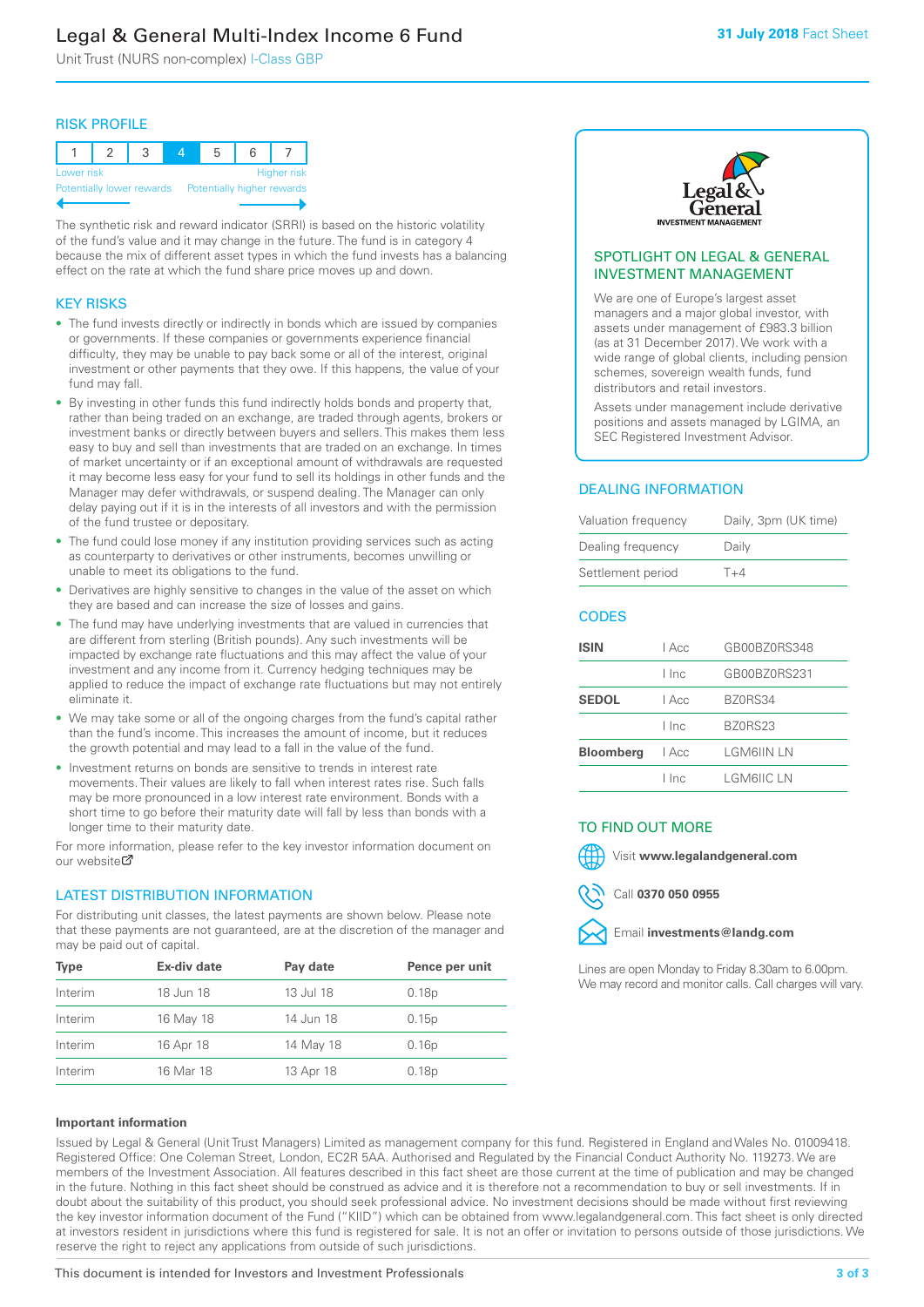# Legal & General Multi-Index Income 6 Fund

Unit Trust (NURS non-complex) I-Class GBP

**31 July 2018** Fact Sheet

## RISK PROFILE

| 1 | 2 | 3 | 4 | 5 | 6 | 7 |
|---|---|---|---|---|---|---|

Lower risk — Higher risk

Potentially lower rewards — Potentially higher rewards

The synthetic risk and reward indicator (SRRI) is based on the historic volatility of the fund's value and it may change in the future. The fund is in category 4 because the mix of different asset types in which the fund invests has a balancing effect on the rate at which the fund share price moves up and down.

## KEY RISKS

- The fund invests directly or indirectly in bonds which are issued by companies or governments. If these companies or governments experience financial difficulty, they may be unable to pay back some or all of the interest, original investment or other payments that they owe. If this happens, the value of your fund may fall.
- By investing in other funds this fund indirectly holds bonds and property that, rather than being traded on an exchange, are traded through agents, brokers or investment banks or directly between buyers and sellers. This makes them less easy to buy and sell than investments that are traded on an exchange. In times of market uncertainty or if an exceptional amount of withdrawals are requested it may become less easy for your fund to sell its holdings in other funds and the Manager may defer withdrawals, or suspend dealing. The Manager can only delay paying out if it is in the interests of all investors and with the permission of the fund trustee or depositary.
- The fund could lose money if any institution providing services such as acting as counterparty to derivatives or other instruments, becomes unwilling or unable to meet its obligations to the fund.
- Derivatives are highly sensitive to changes in the value of the asset on which they are based and can increase the size of losses and gains.
- The fund may have underlying investments that are valued in currencies that are different from sterling (British pounds). Any such investments will be impacted by exchange rate fluctuations and this may affect the value of your investment and any income from it. Currency hedging techniques may be applied to reduce the impact of exchange rate fluctuations but may not entirely eliminate it.
- We may take some or all of the ongoing charges from the fund's capital rather than the fund's income. This increases the amount of income, but it reduces the growth potential and may lead to a fall in the value of the fund.
- Investment returns on bonds are sensitive to trends in interest rate movements. Their values are likely to fall when interest rates rise. Such falls may be more pronounced in a low interest rate environment. Bonds with a short time to go before their maturity date will fall by less than bonds with a longer time to their maturity date.

For more information, please refer to the key investor information document on our website

## LATEST DISTRIBUTION INFORMATION

For distributing unit classes, the latest payments are shown below. Please note that these payments are not guaranteed, are at the discretion of the manager and may be paid out of capital.

| Type | Ex-div date | Pay date | Pence per unit |
|---|---|---|---|
| Interim | 18 Jun 18 | 13 Jul 18 | 0.18p |
| Interim | 16 May 18 | 14 Jun 18 | 0.15p |
| Interim | 16 Apr 18 | 14 May 18 | 0.16p |
| Interim | 16 Mar 18 | 13 Apr 18 | 0.18p |

## SPOTLIGHT ON LEGAL & GENERAL INVESTMENT MANAGEMENT

We are one of Europe's largest asset managers and a major global investor, with assets under management of £983.3 billion (as at 31 December 2017). We work with a wide range of global clients, including pension schemes, sovereign wealth funds, fund distributors and retail investors.

Assets under management include derivative positions and assets managed by LGIMA, an SEC Registered Investment Advisor.

## DEALING INFORMATION

| | |
|---|---|
| Valuation frequency | Daily, 3pm (UK time) |
| Dealing frequency | Daily |
| Settlement period | T+4 |

## CODES

| | | |
|---|---|---|
| **ISIN** | I Acc | GB00BZ0RS348 |
| | I Inc | GB00BZ0RS231 |
| **SEDOL** | I Acc | BZ0RS34 |
| | I Inc | BZ0RS23 |
| **Bloomberg** | I Acc | LGM6IIN LN |
| | I Inc | LGM6IIC LN |

## TO FIND OUT MORE

Visit **www.legalandgeneral.com**

Call **0370 050 0955**

Email **investments@landg.com**

Lines are open Monday to Friday 8.30am to 6.00pm. We may record and monitor calls. Call charges will vary.

**Important information**

Issued by Legal & General (Unit Trust Managers) Limited as management company for this fund. Registered in England and Wales No. 01009418. Registered Office: One Coleman Street, London, EC2R 5AA. Authorised and Regulated by the Financial Conduct Authority No. 119273. We are members of the Investment Association. All features described in this fact sheet are those current at the time of publication and may be changed in the future. Nothing in this fact sheet should be construed as advice and it is therefore not a recommendation to buy or sell investments. If in doubt about the suitability of this product, you should seek professional advice. No investment decisions should be made without first reviewing the key investor information document of the Fund ("KIID") which can be obtained from www.legalandgeneral.com. This fact sheet is only directed at investors resident in jurisdictions where this fund is registered for sale. It is not an offer or invitation to persons outside of those jurisdictions. We reserve the right to reject any applications from outside of such jurisdictions.

This document is intended for Investors and Investment Professionals